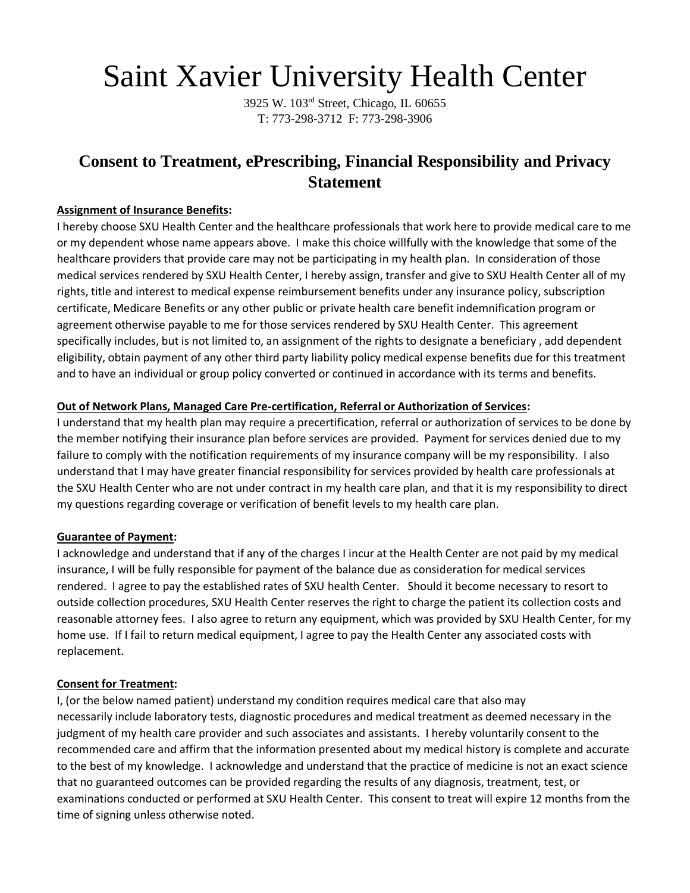# Saint Xavier University Health Center

3925 W. 103rd Street, Chicago, IL 60655
T: 773-298-3712 F: 773-298-3906

## Consent to Treatment, ePrescribing, Financial Responsibility and Privacy Statement

**Assignment of Insurance Benefits:**

I hereby choose SXU Health Center and the healthcare professionals that work here to provide medical care to me or my dependent whose name appears above. I make this choice willfully with the knowledge that some of the healthcare providers that provide care may not be participating in my health plan. In consideration of those medical services rendered by SXU Health Center, I hereby assign, transfer and give to SXU Health Center all of my rights, title and interest to medical expense reimbursement benefits under any insurance policy, subscription certificate, Medicare Benefits or any other public or private health care benefit indemnification program or agreement otherwise payable to me for those services rendered by SXU Health Center. This agreement specifically includes, but is not limited to, an assignment of the rights to designate a beneficiary , add dependent eligibility, obtain payment of any other third party liability policy medical expense benefits due for this treatment and to have an individual or group policy converted or continued in accordance with its terms and benefits.

**Out of Network Plans, Managed Care Pre-certification, Referral or Authorization of Services:**

I understand that my health plan may require a precertification, referral or authorization of services to be done by the member notifying their insurance plan before services are provided. Payment for services denied due to my failure to comply with the notification requirements of my insurance company will be my responsibility. I also understand that I may have greater financial responsibility for services provided by health care professionals at the SXU Health Center who are not under contract in my health care plan, and that it is my responsibility to direct my questions regarding coverage or verification of benefit levels to my health care plan.

**Guarantee of Payment:**

I acknowledge and understand that if any of the charges I incur at the Health Center are not paid by my medical insurance, I will be fully responsible for payment of the balance due as consideration for medical services rendered. I agree to pay the established rates of SXU health Center. Should it become necessary to resort to outside collection procedures, SXU Health Center reserves the right to charge the patient its collection costs and reasonable attorney fees. I also agree to return any equipment, which was provided by SXU Health Center, for my home use. If I fail to return medical equipment, I agree to pay the Health Center any associated costs with replacement.

**Consent for Treatment:**

I, (or the below named patient) understand my condition requires medical care that also may necessarily include laboratory tests, diagnostic procedures and medical treatment as deemed necessary in the judgment of my health care provider and such associates and assistants. I hereby voluntarily consent to the recommended care and affirm that the information presented about my medical history is complete and accurate to the best of my knowledge. I acknowledge and understand that the practice of medicine is not an exact science that no guaranteed outcomes can be provided regarding the results of any diagnosis, treatment, test, or examinations conducted or performed at SXU Health Center. This consent to treat will expire 12 months from the time of signing unless otherwise noted.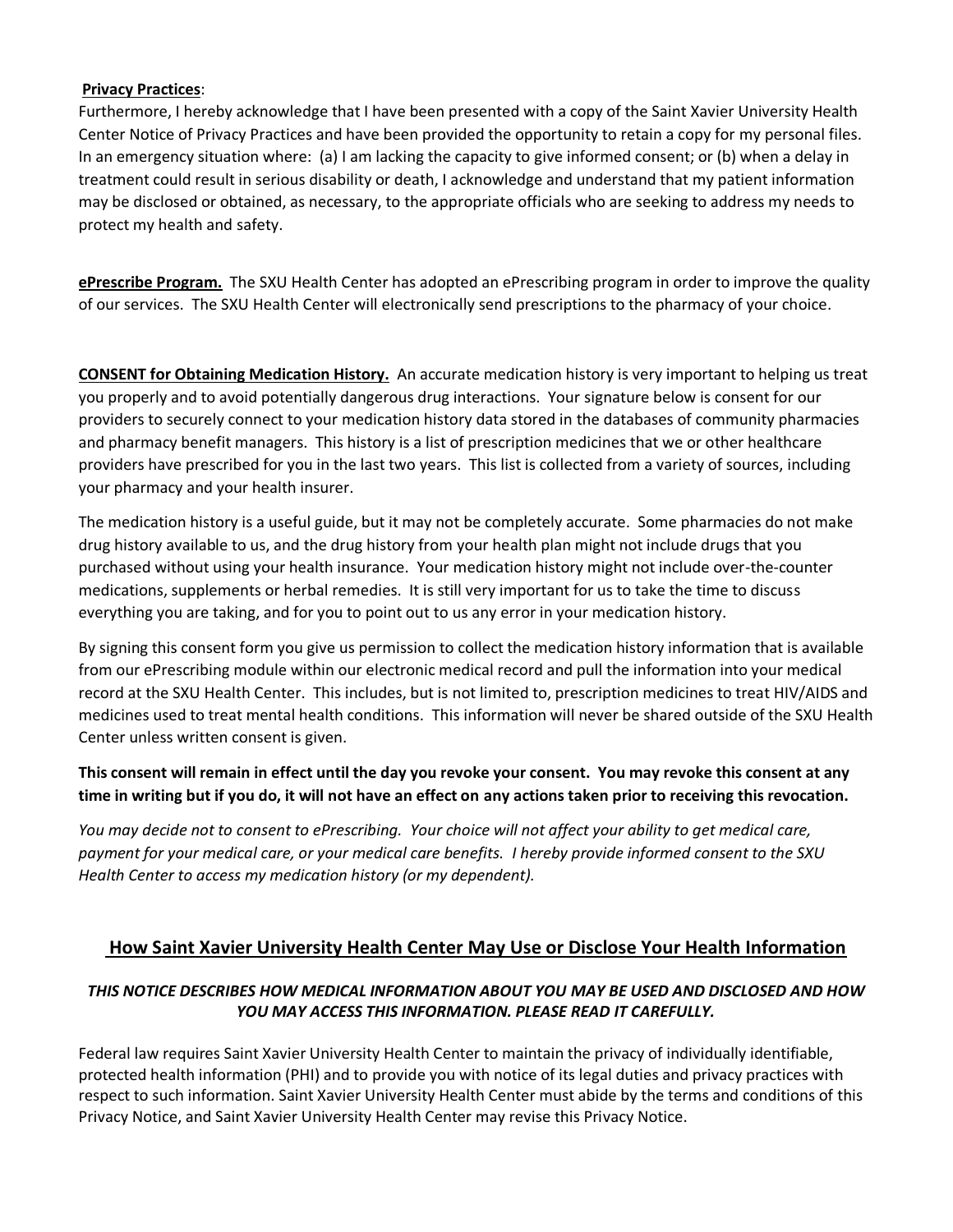**Privacy Practices**:
Furthermore, I hereby acknowledge that I have been presented with a copy of the Saint Xavier University Health Center Notice of Privacy Practices and have been provided the opportunity to retain a copy for my personal files. In an emergency situation where: (a) I am lacking the capacity to give informed consent; or (b) when a delay in treatment could result in serious disability or death, I acknowledge and understand that my patient information may be disclosed or obtained, as necessary, to the appropriate officials who are seeking to address my needs to protect my health and safety.

**ePrescribe Program.** The SXU Health Center has adopted an ePrescribing program in order to improve the quality of our services. The SXU Health Center will electronically send prescriptions to the pharmacy of your choice.

**CONSENT for Obtaining Medication History.** An accurate medication history is very important to helping us treat you properly and to avoid potentially dangerous drug interactions. Your signature below is consent for our providers to securely connect to your medication history data stored in the databases of community pharmacies and pharmacy benefit managers. This history is a list of prescription medicines that we or other healthcare providers have prescribed for you in the last two years. This list is collected from a variety of sources, including your pharmacy and your health insurer.

The medication history is a useful guide, but it may not be completely accurate. Some pharmacies do not make drug history available to us, and the drug history from your health plan might not include drugs that you purchased without using your health insurance. Your medication history might not include over-the-counter medications, supplements or herbal remedies. It is still very important for us to take the time to discuss everything you are taking, and for you to point out to us any error in your medication history.

By signing this consent form you give us permission to collect the medication history information that is available from our ePrescribing module within our electronic medical record and pull the information into your medical record at the SXU Health Center. This includes, but is not limited to, prescription medicines to treat HIV/AIDS and medicines used to treat mental health conditions. This information will never be shared outside of the SXU Health Center unless written consent is given.

**This consent will remain in effect until the day you revoke your consent. You may revoke this consent at any time in writing but if you do, it will not have an effect on any actions taken prior to receiving this revocation.**

*You may decide not to consent to ePrescribing. Your choice will not affect your ability to get medical care, payment for your medical care, or your medical care benefits. I hereby provide informed consent to the SXU Health Center to access my medication history (or my dependent).*

## How Saint Xavier University Health Center May Use or Disclose Your Health Information

***THIS NOTICE DESCRIBES HOW MEDICAL INFORMATION ABOUT YOU MAY BE USED AND DISCLOSED AND HOW YOU MAY ACCESS THIS INFORMATION. PLEASE READ IT CAREFULLY.***

Federal law requires Saint Xavier University Health Center to maintain the privacy of individually identifiable, protected health information (PHI) and to provide you with notice of its legal duties and privacy practices with respect to such information. Saint Xavier University Health Center must abide by the terms and conditions of this Privacy Notice, and Saint Xavier University Health Center may revise this Privacy Notice.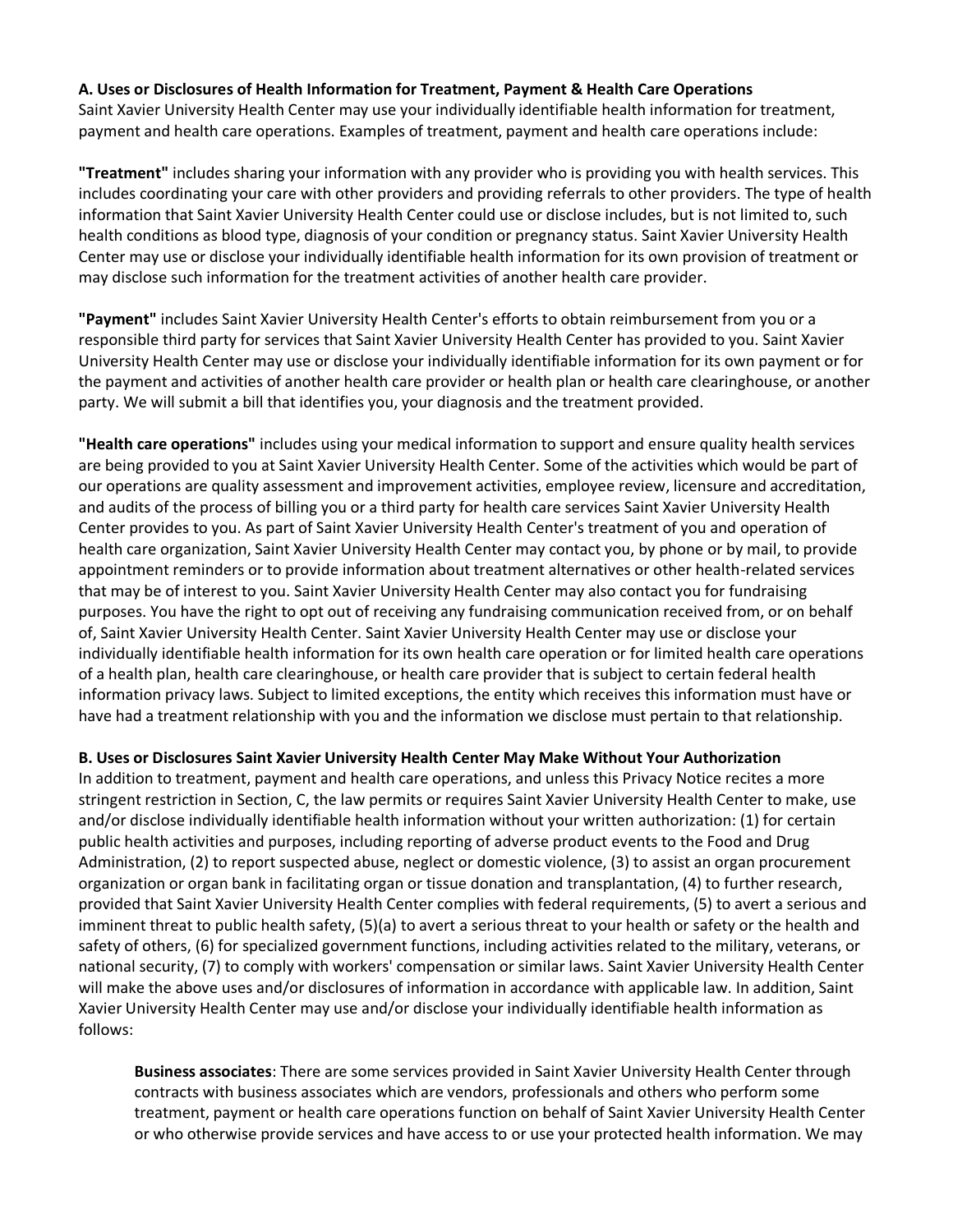**A. Uses or Disclosures of Health Information for Treatment, Payment & Health Care Operations**

Saint Xavier University Health Center may use your individually identifiable health information for treatment, payment and health care operations. Examples of treatment, payment and health care operations include:

**"Treatment"** includes sharing your information with any provider who is providing you with health services. This includes coordinating your care with other providers and providing referrals to other providers. The type of health information that Saint Xavier University Health Center could use or disclose includes, but is not limited to, such health conditions as blood type, diagnosis of your condition or pregnancy status. Saint Xavier University Health Center may use or disclose your individually identifiable health information for its own provision of treatment or may disclose such information for the treatment activities of another health care provider.

**"Payment"** includes Saint Xavier University Health Center's efforts to obtain reimbursement from you or a responsible third party for services that Saint Xavier University Health Center has provided to you. Saint Xavier University Health Center may use or disclose your individually identifiable information for its own payment or for the payment and activities of another health care provider or health plan or health care clearinghouse, or another party. We will submit a bill that identifies you, your diagnosis and the treatment provided.

**"Health care operations"** includes using your medical information to support and ensure quality health services are being provided to you at Saint Xavier University Health Center. Some of the activities which would be part of our operations are quality assessment and improvement activities, employee review, licensure and accreditation, and audits of the process of billing you or a third party for health care services Saint Xavier University Health Center provides to you. As part of Saint Xavier University Health Center's treatment of you and operation of health care organization, Saint Xavier University Health Center may contact you, by phone or by mail, to provide appointment reminders or to provide information about treatment alternatives or other health-related services that may be of interest to you. Saint Xavier University Health Center may also contact you for fundraising purposes. You have the right to opt out of receiving any fundraising communication received from, or on behalf of, Saint Xavier University Health Center. Saint Xavier University Health Center may use or disclose your individually identifiable health information for its own health care operation or for limited health care operations of a health plan, health care clearinghouse, or health care provider that is subject to certain federal health information privacy laws. Subject to limited exceptions, the entity which receives this information must have or have had a treatment relationship with you and the information we disclose must pertain to that relationship.

**B. Uses or Disclosures Saint Xavier University Health Center May Make Without Your Authorization**

In addition to treatment, payment and health care operations, and unless this Privacy Notice recites a more stringent restriction in Section, C, the law permits or requires Saint Xavier University Health Center to make, use and/or disclose individually identifiable health information without your written authorization: (1) for certain public health activities and purposes, including reporting of adverse product events to the Food and Drug Administration, (2) to report suspected abuse, neglect or domestic violence, (3) to assist an organ procurement organization or organ bank in facilitating organ or tissue donation and transplantation, (4) to further research, provided that Saint Xavier University Health Center complies with federal requirements, (5) to avert a serious and imminent threat to public health safety, (5)(a) to avert a serious threat to your health or safety or the health and safety of others, (6) for specialized government functions, including activities related to the military, veterans, or national security, (7) to comply with workers' compensation or similar laws. Saint Xavier University Health Center will make the above uses and/or disclosures of information in accordance with applicable law. In addition, Saint Xavier University Health Center may use and/or disclose your individually identifiable health information as follows:

**Business associates**: There are some services provided in Saint Xavier University Health Center through contracts with business associates which are vendors, professionals and others who perform some treatment, payment or health care operations function on behalf of Saint Xavier University Health Center or who otherwise provide services and have access to or use your protected health information. We may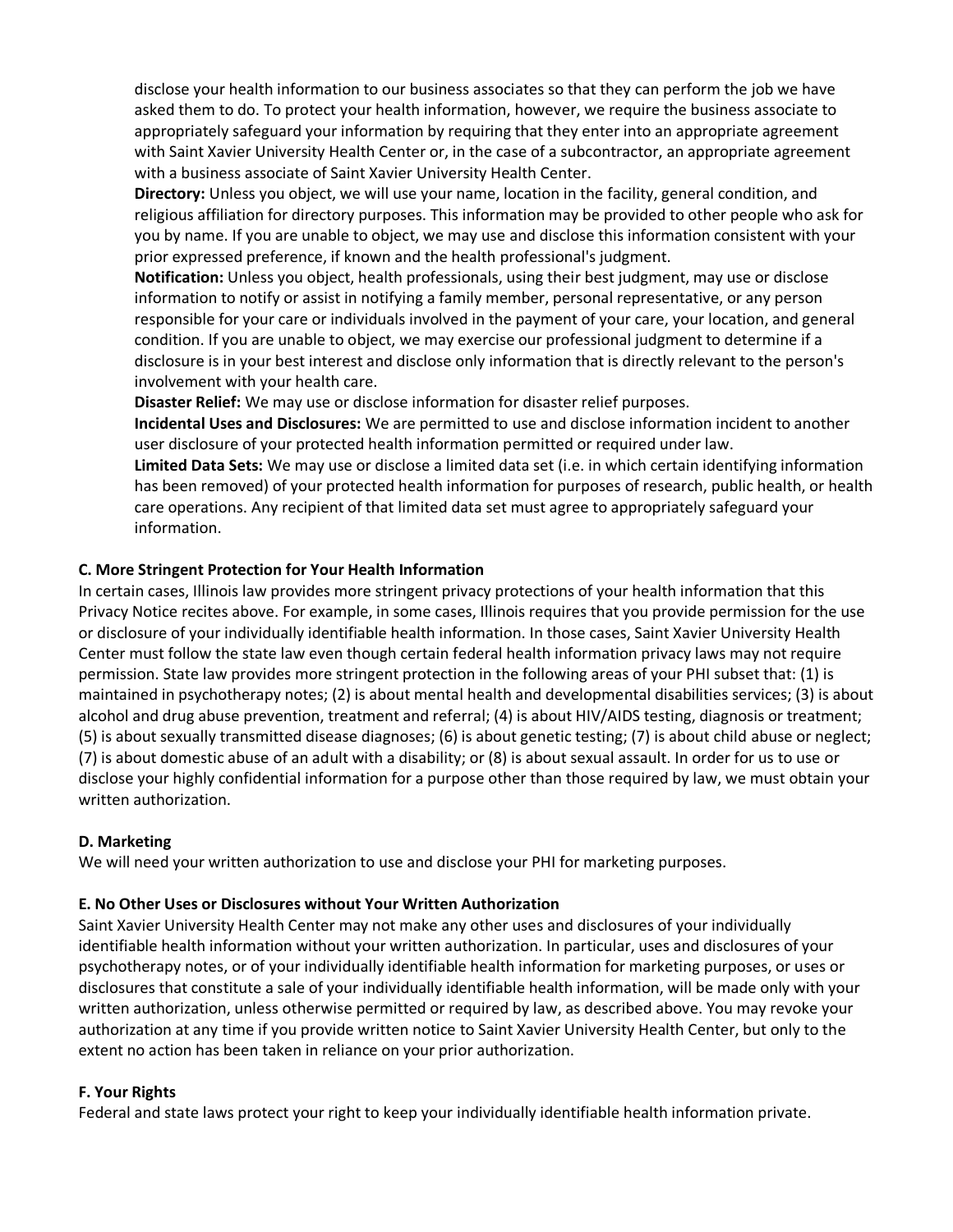disclose your health information to our business associates so that they can perform the job we have asked them to do. To protect your health information, however, we require the business associate to appropriately safeguard your information by requiring that they enter into an appropriate agreement with Saint Xavier University Health Center or, in the case of a subcontractor, an appropriate agreement with a business associate of Saint Xavier University Health Center.

**Directory:** Unless you object, we will use your name, location in the facility, general condition, and religious affiliation for directory purposes. This information may be provided to other people who ask for you by name. If you are unable to object, we may use and disclose this information consistent with your prior expressed preference, if known and the health professional's judgment.

**Notification:** Unless you object, health professionals, using their best judgment, may use or disclose information to notify or assist in notifying a family member, personal representative, or any person responsible for your care or individuals involved in the payment of your care, your location, and general condition. If you are unable to object, we may exercise our professional judgment to determine if a disclosure is in your best interest and disclose only information that is directly relevant to the person's involvement with your health care.

**Disaster Relief:** We may use or disclose information for disaster relief purposes.

**Incidental Uses and Disclosures:** We are permitted to use and disclose information incident to another user disclosure of your protected health information permitted or required under law.

**Limited Data Sets:** We may use or disclose a limited data set (i.e. in which certain identifying information has been removed) of your protected health information for purposes of research, public health, or health care operations. Any recipient of that limited data set must agree to appropriately safeguard your information.

### C. More Stringent Protection for Your Health Information

In certain cases, Illinois law provides more stringent privacy protections of your health information that this Privacy Notice recites above. For example, in some cases, Illinois requires that you provide permission for the use or disclosure of your individually identifiable health information. In those cases, Saint Xavier University Health Center must follow the state law even though certain federal health information privacy laws may not require permission. State law provides more stringent protection in the following areas of your PHI subset that: (1) is maintained in psychotherapy notes; (2) is about mental health and developmental disabilities services; (3) is about alcohol and drug abuse prevention, treatment and referral; (4) is about HIV/AIDS testing, diagnosis or treatment; (5) is about sexually transmitted disease diagnoses; (6) is about genetic testing; (7) is about child abuse or neglect; (7) is about domestic abuse of an adult with a disability; or (8) is about sexual assault. In order for us to use or disclose your highly confidential information for a purpose other than those required by law, we must obtain your written authorization.

### D. Marketing

We will need your written authorization to use and disclose your PHI for marketing purposes.

### E. No Other Uses or Disclosures without Your Written Authorization

Saint Xavier University Health Center may not make any other uses and disclosures of your individually identifiable health information without your written authorization. In particular, uses and disclosures of your psychotherapy notes, or of your individually identifiable health information for marketing purposes, or uses or disclosures that constitute a sale of your individually identifiable health information, will be made only with your written authorization, unless otherwise permitted or required by law, as described above. You may revoke your authorization at any time if you provide written notice to Saint Xavier University Health Center, but only to the extent no action has been taken in reliance on your prior authorization.

### F. Your Rights

Federal and state laws protect your right to keep your individually identifiable health information private.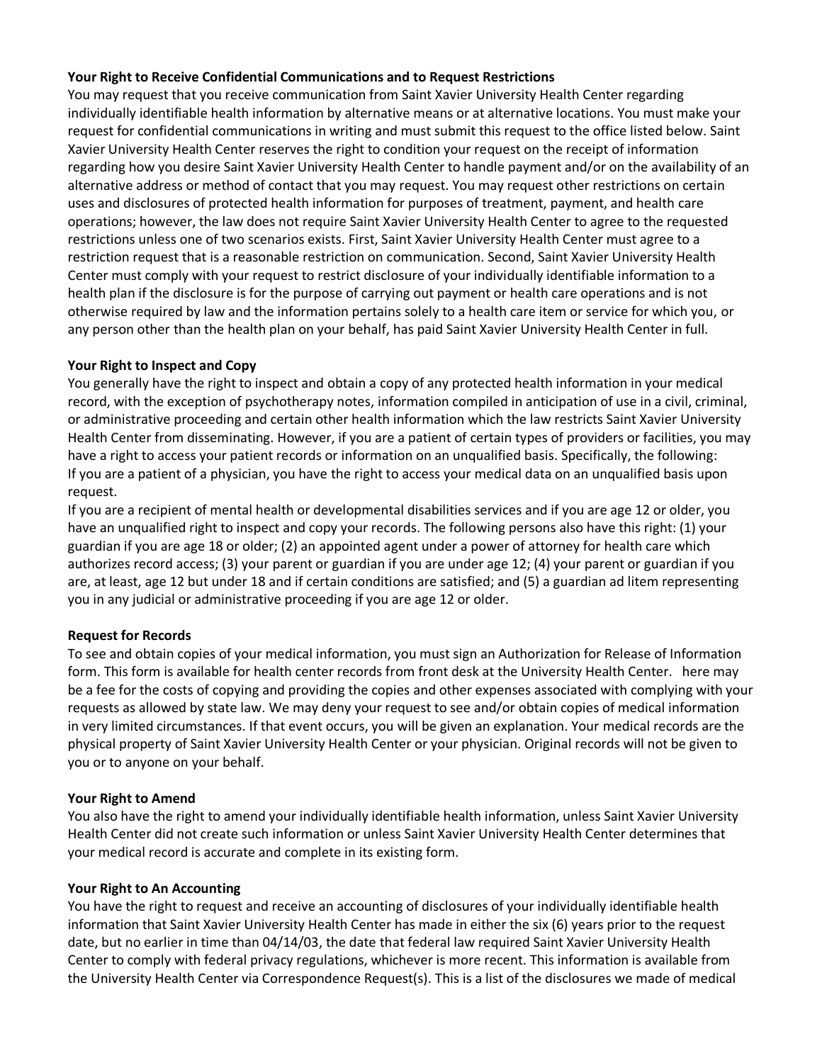**Your Right to Receive Confidential Communications and to Request Restrictions**

You may request that you receive communication from Saint Xavier University Health Center regarding individually identifiable health information by alternative means or at alternative locations. You must make your request for confidential communications in writing and must submit this request to the office listed below. Saint Xavier University Health Center reserves the right to condition your request on the receipt of information regarding how you desire Saint Xavier University Health Center to handle payment and/or on the availability of an alternative address or method of contact that you may request. You may request other restrictions on certain uses and disclosures of protected health information for purposes of treatment, payment, and health care operations; however, the law does not require Saint Xavier University Health Center to agree to the requested restrictions unless one of two scenarios exists. First, Saint Xavier University Health Center must agree to a restriction request that is a reasonable restriction on communication. Second, Saint Xavier University Health Center must comply with your request to restrict disclosure of your individually identifiable information to a health plan if the disclosure is for the purpose of carrying out payment or health care operations and is not otherwise required by law and the information pertains solely to a health care item or service for which you, or any person other than the health plan on your behalf, has paid Saint Xavier University Health Center in full.

**Your Right to Inspect and Copy**

You generally have the right to inspect and obtain a copy of any protected health information in your medical record, with the exception of psychotherapy notes, information compiled in anticipation of use in a civil, criminal, or administrative proceeding and certain other health information which the law restricts Saint Xavier University Health Center from disseminating. However, if you are a patient of certain types of providers or facilities, you may have a right to access your patient records or information on an unqualified basis. Specifically, the following:
If you are a patient of a physician, you have the right to access your medical data on an unqualified basis upon request.
If you are a recipient of mental health or developmental disabilities services and if you are age 12 or older, you have an unqualified right to inspect and copy your records. The following persons also have this right: (1) your guardian if you are age 18 or older; (2) an appointed agent under a power of attorney for health care which authorizes record access; (3) your parent or guardian if you are under age 12; (4) your parent or guardian if you are, at least, age 12 but under 18 and if certain conditions are satisfied; and (5) a guardian ad litem representing you in any judicial or administrative proceeding if you are age 12 or older.

**Request for Records**

To see and obtain copies of your medical information, you must sign an Authorization for Release of Information form. This form is available for health center records from front desk at the University Health Center. here may be a fee for the costs of copying and providing the copies and other expenses associated with complying with your requests as allowed by state law. We may deny your request to see and/or obtain copies of medical information in very limited circumstances. If that event occurs, you will be given an explanation. Your medical records are the physical property of Saint Xavier University Health Center or your physician. Original records will not be given to you or to anyone on your behalf.

**Your Right to Amend**

You also have the right to amend your individually identifiable health information, unless Saint Xavier University Health Center did not create such information or unless Saint Xavier University Health Center determines that your medical record is accurate and complete in its existing form.

**Your Right to An Accounting**

You have the right to request and receive an accounting of disclosures of your individually identifiable health information that Saint Xavier University Health Center has made in either the six (6) years prior to the request date, but no earlier in time than 04/14/03, the date that federal law required Saint Xavier University Health Center to comply with federal privacy regulations, whichever is more recent. This information is available from the University Health Center via Correspondence Request(s). This is a list of the disclosures we made of medical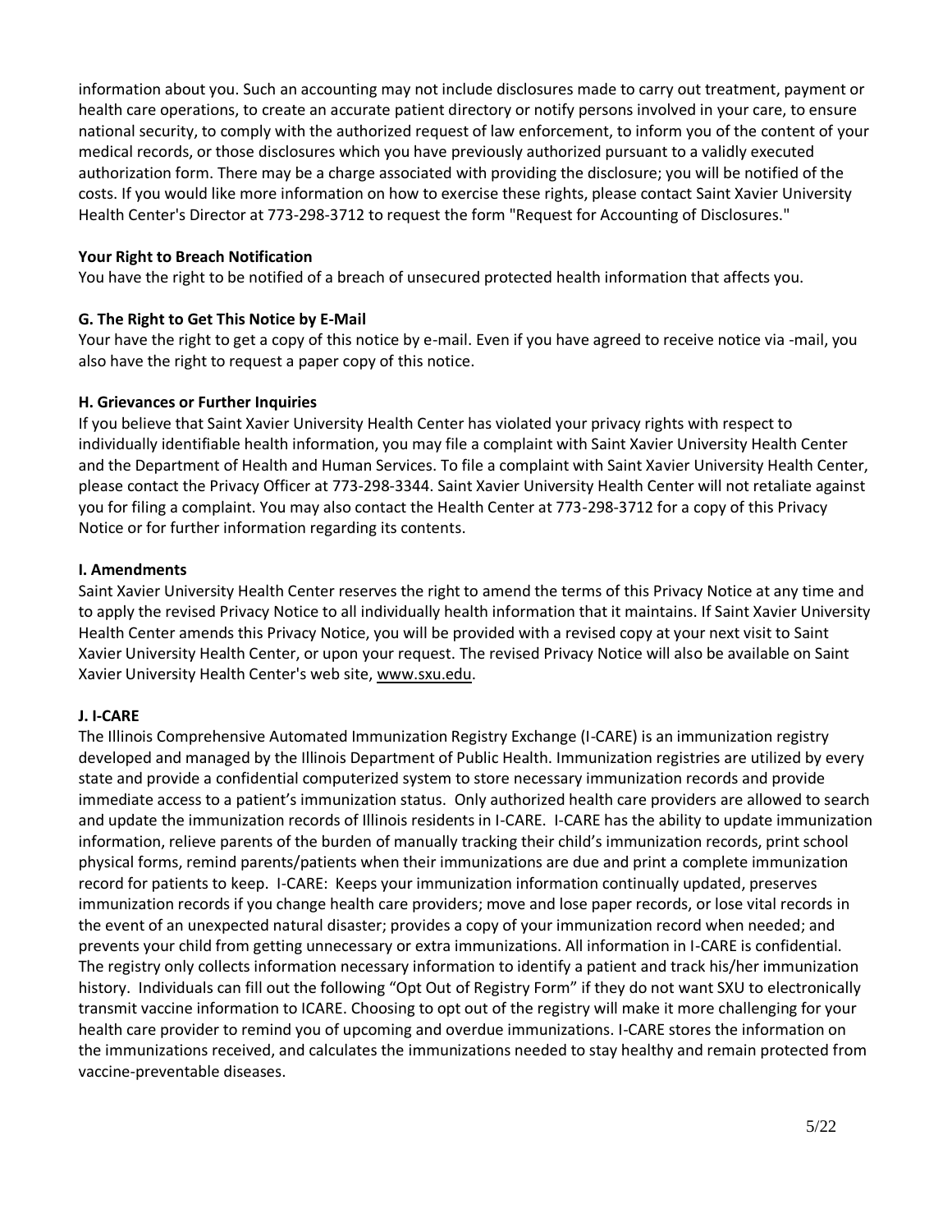information about you. Such an accounting may not include disclosures made to carry out treatment, payment or health care operations, to create an accurate patient directory or notify persons involved in your care, to ensure national security, to comply with the authorized request of law enforcement, to inform you of the content of your medical records, or those disclosures which you have previously authorized pursuant to a validly executed authorization form. There may be a charge associated with providing the disclosure; you will be notified of the costs. If you would like more information on how to exercise these rights, please contact Saint Xavier University Health Center's Director at 773-298-3712 to request the form "Request for Accounting of Disclosures."

**Your Right to Breach Notification**

You have the right to be notified of a breach of unsecured protected health information that affects you.

**G. The Right to Get This Notice by E-Mail**

Your have the right to get a copy of this notice by e-mail. Even if you have agreed to receive notice via -mail, you also have the right to request a paper copy of this notice.

**H. Grievances or Further Inquiries**

If you believe that Saint Xavier University Health Center has violated your privacy rights with respect to individually identifiable health information, you may file a complaint with Saint Xavier University Health Center and the Department of Health and Human Services. To file a complaint with Saint Xavier University Health Center, please contact the Privacy Officer at 773-298-3344. Saint Xavier University Health Center will not retaliate against you for filing a complaint. You may also contact the Health Center at 773-298-3712 for a copy of this Privacy Notice or for further information regarding its contents.

**I. Amendments**

Saint Xavier University Health Center reserves the right to amend the terms of this Privacy Notice at any time and to apply the revised Privacy Notice to all individually health information that it maintains. If Saint Xavier University Health Center amends this Privacy Notice, you will be provided with a revised copy at your next visit to Saint Xavier University Health Center, or upon your request. The revised Privacy Notice will also be available on Saint Xavier University Health Center's web site, www.sxu.edu.

**J. I-CARE**

The Illinois Comprehensive Automated Immunization Registry Exchange (I-CARE) is an immunization registry developed and managed by the Illinois Department of Public Health. Immunization registries are utilized by every state and provide a confidential computerized system to store necessary immunization records and provide immediate access to a patient's immunization status. Only authorized health care providers are allowed to search and update the immunization records of Illinois residents in I-CARE. I-CARE has the ability to update immunization information, relieve parents of the burden of manually tracking their child's immunization records, print school physical forms, remind parents/patients when their immunizations are due and print a complete immunization record for patients to keep. I-CARE: Keeps your immunization information continually updated, preserves immunization records if you change health care providers; move and lose paper records, or lose vital records in the event of an unexpected natural disaster; provides a copy of your immunization record when needed; and prevents your child from getting unnecessary or extra immunizations. All information in I-CARE is confidential. The registry only collects information necessary information to identify a patient and track his/her immunization history. Individuals can fill out the following "Opt Out of Registry Form" if they do not want SXU to electronically transmit vaccine information to ICARE. Choosing to opt out of the registry will make it more challenging for your health care provider to remind you of upcoming and overdue immunizations. I-CARE stores the information on the immunizations received, and calculates the immunizations needed to stay healthy and remain protected from vaccine-preventable diseases.

5/22